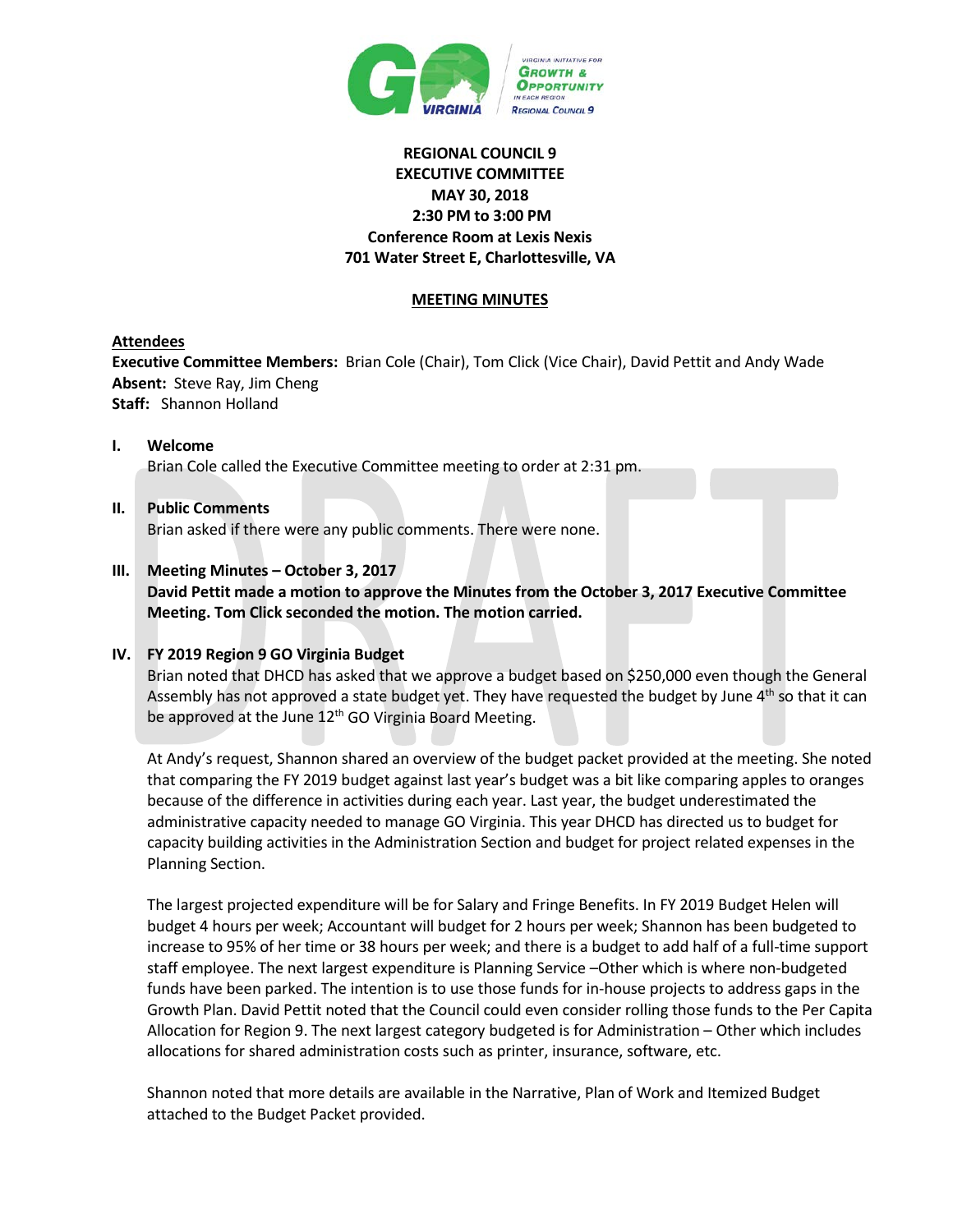**REGIONAL COUNCIL 9**
**EXECUTIVE COMMITTEE**
**MAY 30, 2018**
**2:30 PM to 3:00 PM**
**Conference Room at Lexis Nexis**
**701 Water Street E, Charlottesville, VA**

**MEETING MINUTES**

**Attendees**

**Executive Committee Members:** Brian Cole (Chair), Tom Click (Vice Chair), David Pettit and Andy Wade
**Absent:** Steve Ray, Jim Cheng
**Staff:** Shannon Holland

**I. Welcome**

Brian Cole called the Executive Committee meeting to order at 2:31 pm.

**II. Public Comments**

Brian asked if there were any public comments. There were none.

**III. Meeting Minutes – October 3, 2017**

**David Pettit made a motion to approve the Minutes from the October 3, 2017 Executive Committee Meeting. Tom Click seconded the motion. The motion carried.**

**IV. FY 2019 Region 9 GO Virginia Budget**

Brian noted that DHCD has asked that we approve a budget based on $250,000 even though the General Assembly has not approved a state budget yet. They have requested the budget by June 4th so that it can be approved at the June 12th GO Virginia Board Meeting.

At Andy's request, Shannon shared an overview of the budget packet provided at the meeting. She noted that comparing the FY 2019 budget against last year's budget was a bit like comparing apples to oranges because of the difference in activities during each year. Last year, the budget underestimated the administrative capacity needed to manage GO Virginia. This year DHCD has directed us to budget for capacity building activities in the Administration Section and budget for project related expenses in the Planning Section.

The largest projected expenditure will be for Salary and Fringe Benefits. In FY 2019 Budget Helen will budget 4 hours per week; Accountant will budget for 2 hours per week; Shannon has been budgeted to increase to 95% of her time or 38 hours per week; and there is a budget to add half of a full-time support staff employee. The next largest expenditure is Planning Service –Other which is where non-budgeted funds have been parked. The intention is to use those funds for in-house projects to address gaps in the Growth Plan. David Pettit noted that the Council could even consider rolling those funds to the Per Capita Allocation for Region 9. The next largest category budgeted is for Administration – Other which includes allocations for shared administration costs such as printer, insurance, software, etc.

Shannon noted that more details are available in the Narrative, Plan of Work and Itemized Budget attached to the Budget Packet provided.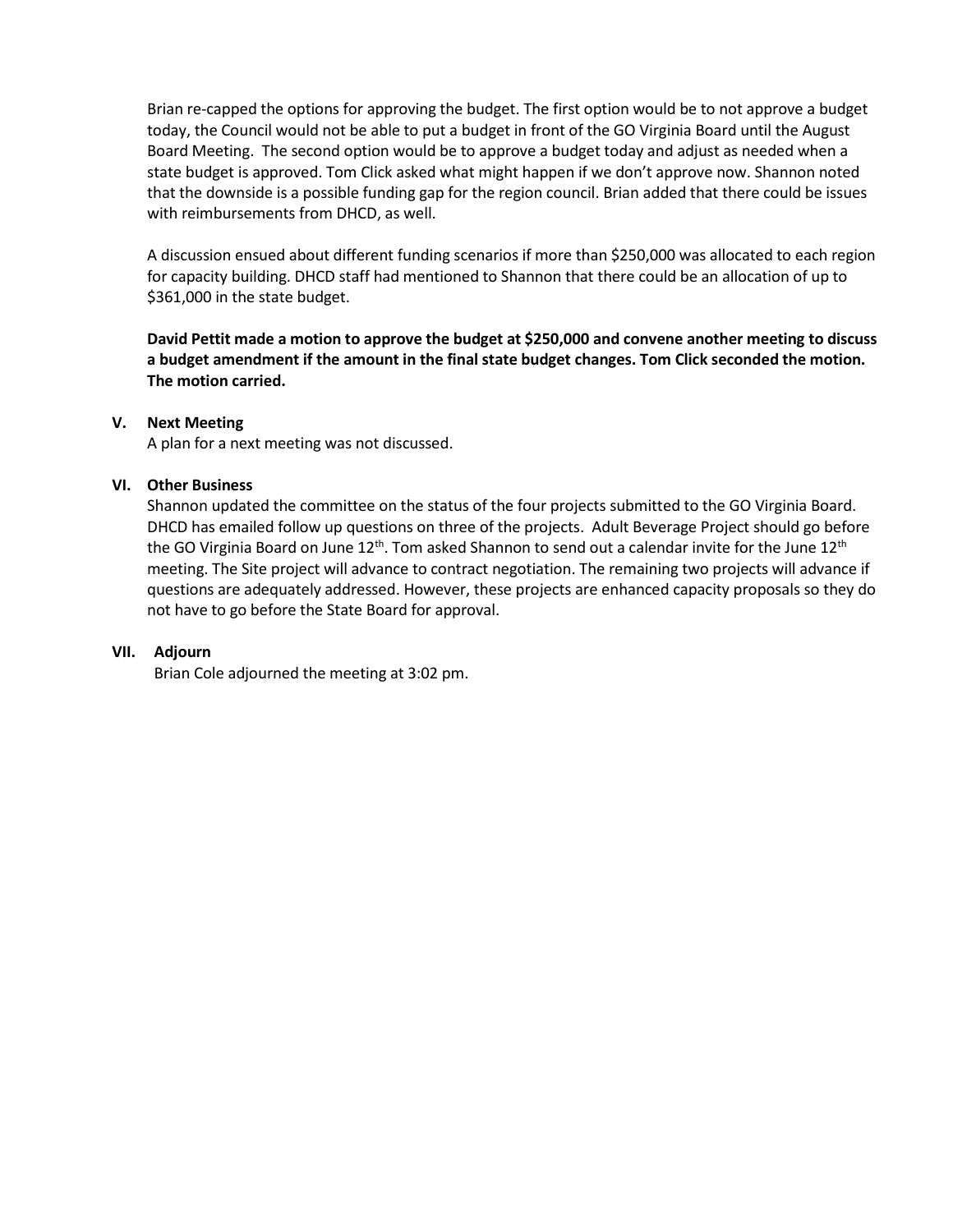Brian re-capped the options for approving the budget. The first option would be to not approve a budget today, the Council would not be able to put a budget in front of the GO Virginia Board until the August Board Meeting. The second option would be to approve a budget today and adjust as needed when a state budget is approved. Tom Click asked what might happen if we don't approve now. Shannon noted that the downside is a possible funding gap for the region council. Brian added that there could be issues with reimbursements from DHCD, as well.

A discussion ensued about different funding scenarios if more than $250,000 was allocated to each region for capacity building. DHCD staff had mentioned to Shannon that there could be an allocation of up to $361,000 in the state budget.

**David Pettit made a motion to approve the budget at $250,000 and convene another meeting to discuss a budget amendment if the amount in the final state budget changes. Tom Click seconded the motion. The motion carried.**

## V. Next Meeting

A plan for a next meeting was not discussed.

## VI. Other Business

Shannon updated the committee on the status of the four projects submitted to the GO Virginia Board. DHCD has emailed follow up questions on three of the projects. Adult Beverage Project should go before the GO Virginia Board on June 12th. Tom asked Shannon to send out a calendar invite for the June 12th meeting. The Site project will advance to contract negotiation. The remaining two projects will advance if questions are adequately addressed. However, these projects are enhanced capacity proposals so they do not have to go before the State Board for approval.

## VII. Adjourn

Brian Cole adjourned the meeting at 3:02 pm.